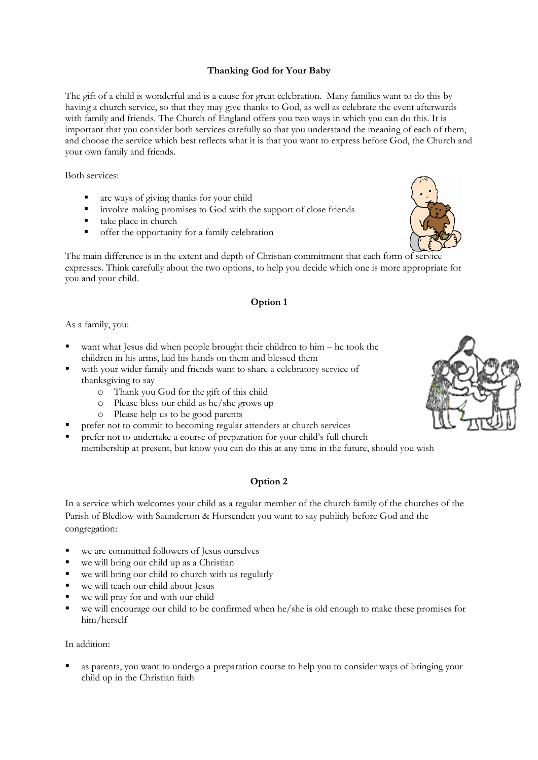# Thanking God for Your Baby

The gift of a child is wonderful and is a cause for great celebration. Many families want to do this by having a church service, so that they may give thanks to God, as well as celebrate the event afterwards with family and friends. The Church of England offers you two ways in which you can do this. It is important that you consider both services carefully so that you understand the meaning of each of them, and choose the service which best reflects what it is that you want to express before God, the Church and your own family and friends.

Both services:

- are ways of giving thanks for your child
- involve making promises to God with the support of close friends
- take place in church
- offer the opportunity for a family celebration

The main difference is in the extent and depth of Christian commitment that each form of service expresses. Think carefully about the two options, to help you decide which one is more appropriate for you and your child.

## Option 1

As a family, you:

- want what Jesus did when people brought their children to him – he took the children in his arms, laid his hands on them and blessed them
- with your wider family and friends want to share a celebratory service of thanksgiving to say
  - Thank you God for the gift of this child
  - Please bless our child as he/she grows up
  - Please help us to be good parents
- prefer not to commit to becoming regular attenders at church services
- prefer not to undertake a course of preparation for your child's full church membership at present, but know you can do this at any time in the future, should you wish

## Option 2

In a service which welcomes your child as a regular member of the church family of the churches of the Parish of Bledlow with Saunderton & Horsenden you want to say publicly before God and the congregation:

- we are committed followers of Jesus ourselves
- we will bring our child up as a Christian
- we will bring our child to church with us regularly
- we will teach our child about Jesus
- we will pray for and with our child
- we will encourage our child to be confirmed when he/she is old enough to make these promises for him/herself

In addition:

- as parents, you want to undergo a preparation course to help you to consider ways of bringing your child up in the Christian faith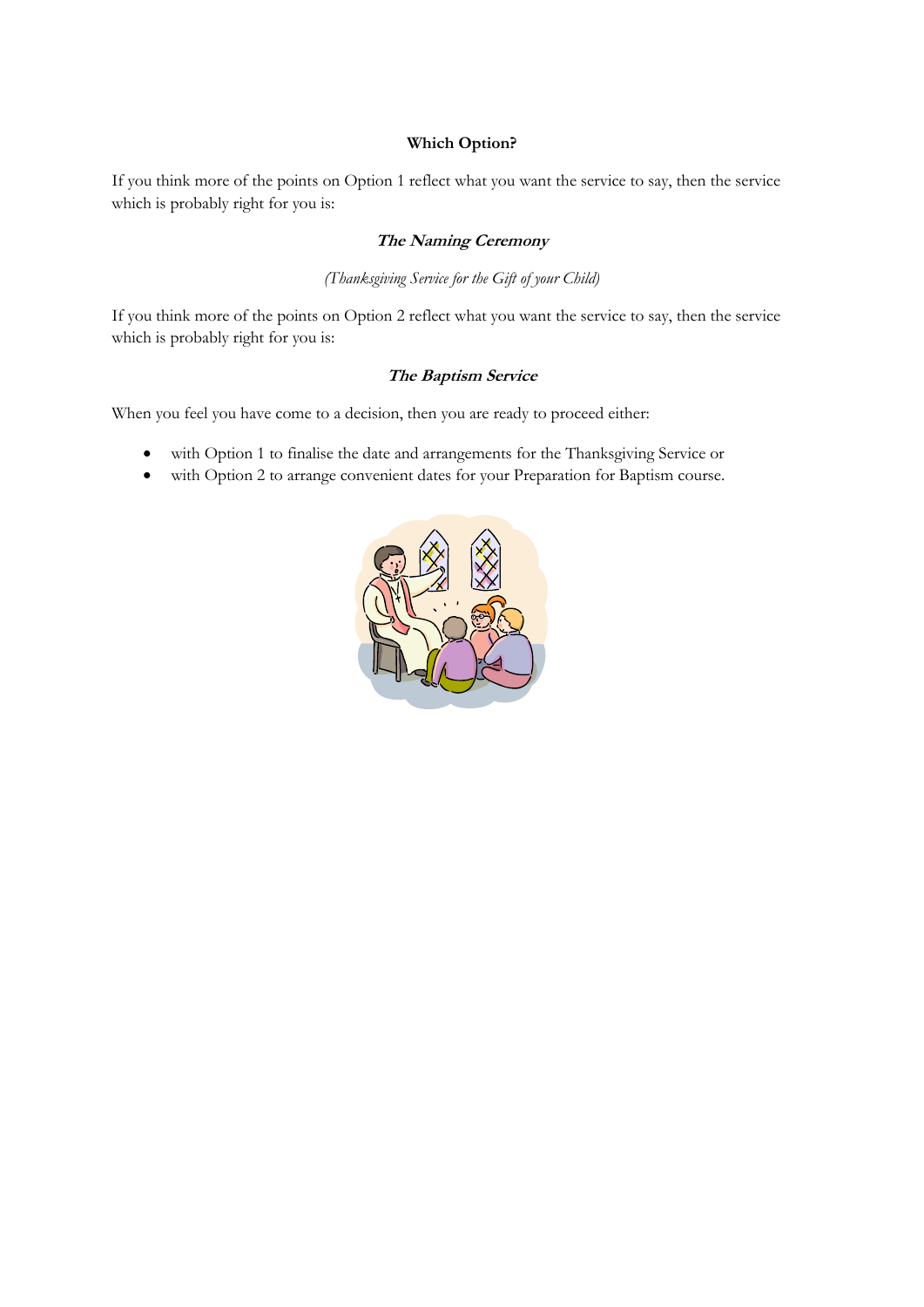**Which Option?**

If you think more of the points on Option 1 reflect what you want the service to say, then the service which is probably right for you is:

***The Naming Ceremony***

*(Thanksgiving Service for the Gift of your Child)*

If you think more of the points on Option 2 reflect what you want the service to say, then the service which is probably right for you is:

***The Baptism Service***

When you feel you have come to a decision, then you are ready to proceed either:

- with Option 1 to finalise the date and arrangements for the Thanksgiving Service or
- with Option 2 to arrange convenient dates for your Preparation for Baptism course.